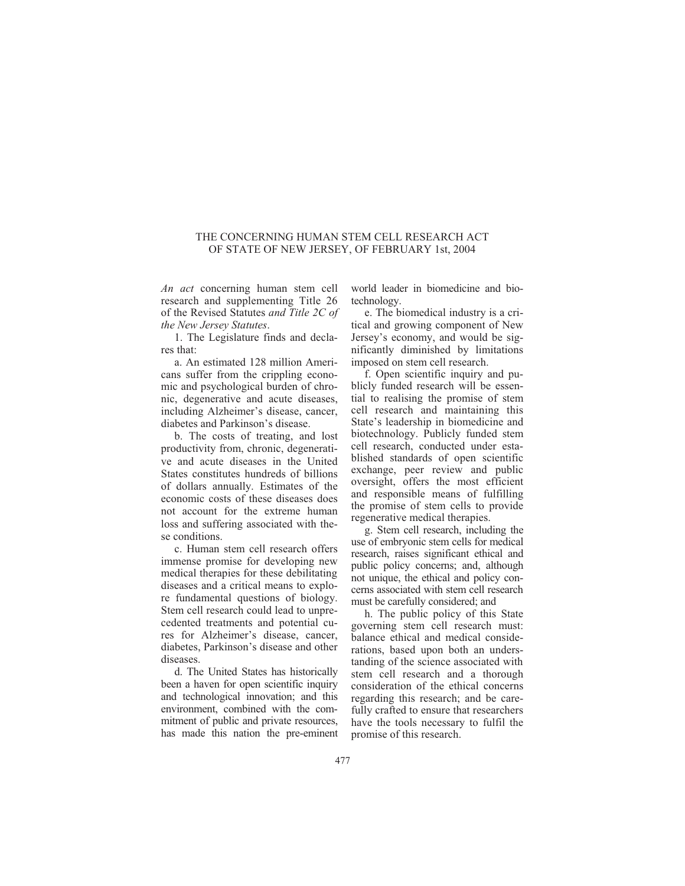# THE CONCERNING HUMAN STEM CELL RESEARCH ACT OF STATE OF NEW JERSEY, OF FEBRUARY 1st, 2004

*An act* concerning human stem cell research and supplementing Title 26 of the Revised Statutes *and Title 2C of the New Jersey Statutes*.

1. The Legislature finds and declares that:

a. An estimated 128 million Americans suffer from the crippling economic and psychological burden of chronic, degenerative and acute diseases, including Alzheimer's disease, cancer, diabetes and Parkinson's disease.

b. The costs of treating, and lost productivity from, chronic, degenerative and acute diseases in the United States constitutes hundreds of billions of dollars annually. Estimates of the economic costs of these diseases does not account for the extreme human loss and suffering associated with these conditions.

c. Human stem cell research offers immense promise for developing new medical therapies for these debilitating diseases and a critical means to explore fundamental questions of biology. Stem cell research could lead to unprecedented treatments and potential cures for Alzheimer's disease, cancer, diabetes, Parkinson's disease and other diseases.

d. The United States has historically been a haven for open scientific inquiry and technological innovation; and this environment, combined with the commitment of public and private resources, has made this nation the pre-eminent world leader in biomedicine and biotechnology.

e. The biomedical industry is a critical and growing component of New Jersey's economy, and would be significantly diminished by limitations imposed on stem cell research.

f. Open scientific inquiry and publicly funded research will be essential to realising the promise of stem cell research and maintaining this State's leadership in biomedicine and biotechnology. Publicly funded stem cell research, conducted under established standards of open scientific exchange, peer review and public oversight, offers the most efficient and responsible means of fulfilling the promise of stem cells to provide regenerative medical therapies.

g. Stem cell research, including the use of embryonic stem cells for medical research, raises significant ethical and public policy concerns; and, although not unique, the ethical and policy concerns associated with stem cell research must be carefully considered; and

h. The public policy of this State governing stem cell research must: balance ethical and medical considerations, based upon both an understanding of the science associated with stem cell research and a thorough consideration of the ethical concerns regarding this research; and be carefully crafted to ensure that researchers have the tools necessary to fulfil the promise of this research.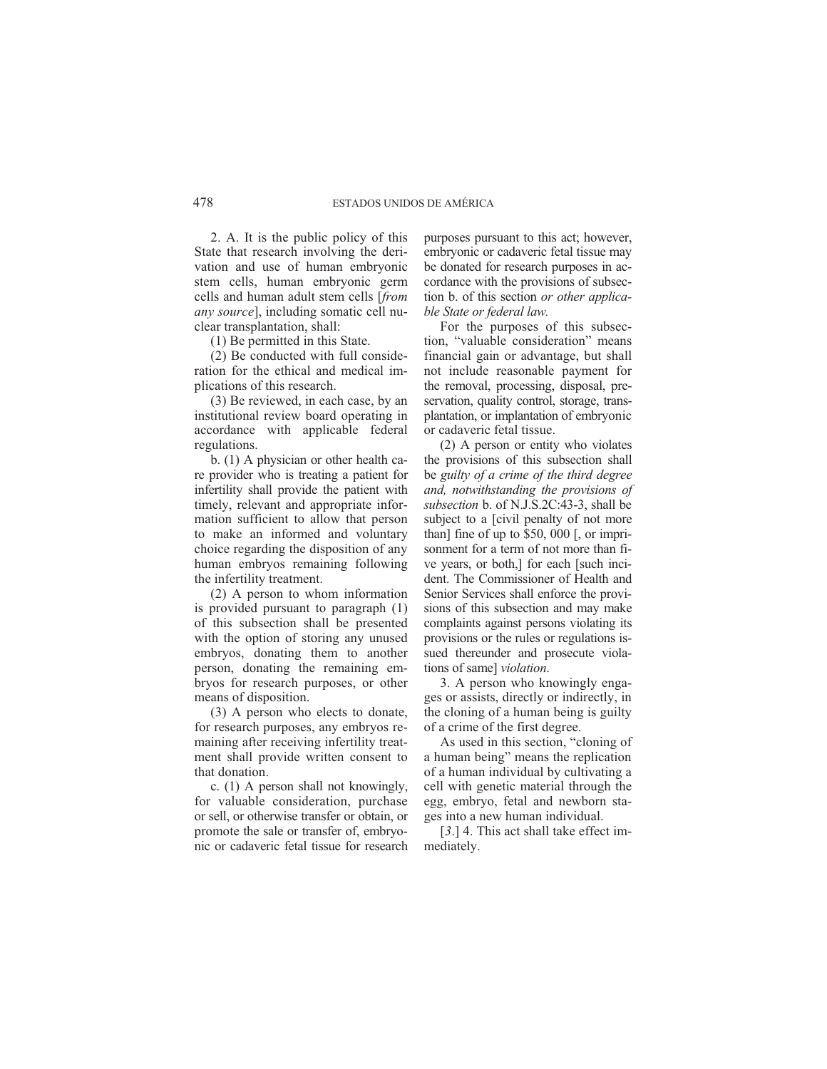2. A. It is the public policy of this State that research involving the derivation and use of human embryonic stem cells, human embryonic germ cells and human adult stem cells [*from any source*], including somatic cell nuclear transplantation, shall:

(1) Be permitted in this State.

(2) Be conducted with full consideration for the ethical and medical implications of this research.

(3) Be reviewed, in each case, by an institutional review board operating in accordance with applicable federal regulations.

b. (1) A physician or other health care provider who is treating a patient for infertility shall provide the patient with timely, relevant and appropriate information sufficient to allow that person to make an informed and voluntary choice regarding the disposition of any human embryos remaining following the infertility treatment.

(2) A person to whom information is provided pursuant to paragraph (1) of this subsection shall be presented with the option of storing any unused embryos, donating them to another person, donating the remaining embryos for research purposes, or other means of disposition.

(3) A person who elects to donate, for research purposes, any embryos remaining after receiving infertility treatment shall provide written consent to that donation.

c. (1) A person shall not knowingly, for valuable consideration, purchase or sell, or otherwise transfer or obtain, or promote the sale or transfer of, embryonic or cadaveric fetal tissue for research purposes pursuant to this act; however, embryonic or cadaveric fetal tissue may be donated for research purposes in accordance with the provisions of subsection b. of this section *or other applicable State or federal law.*

For the purposes of this subsection, "valuable consideration" means financial gain or advantage, but shall not include reasonable payment for the removal, processing, disposal, preservation, quality control, storage, transplantation, or implantation of embryonic or cadaveric fetal tissue.

(2) A person or entity who violates the provisions of this subsection shall be *guilty of a crime of the third degree and, notwithstanding the provisions of subsection* b. of N.J.S.2C:43-3, shall be subject to a [civil penalty of not more than] fine of up to $50, 000 [, or imprisonment for a term of not more than five years, or both,] for each [such incident. The Commissioner of Health and Senior Services shall enforce the provisions of this subsection and may make complaints against persons violating its provisions or the rules or regulations issued thereunder and prosecute violations of same] *violation*.

3. A person who knowingly engages or assists, directly or indirectly, in the cloning of a human being is guilty of a crime of the first degree.

As used in this section, "cloning of a human being" means the replication of a human individual by cultivating a cell with genetic material through the egg, embryo, fetal and newborn stages into a new human individual.

[*3.*] 4. This act shall take effect immediately.